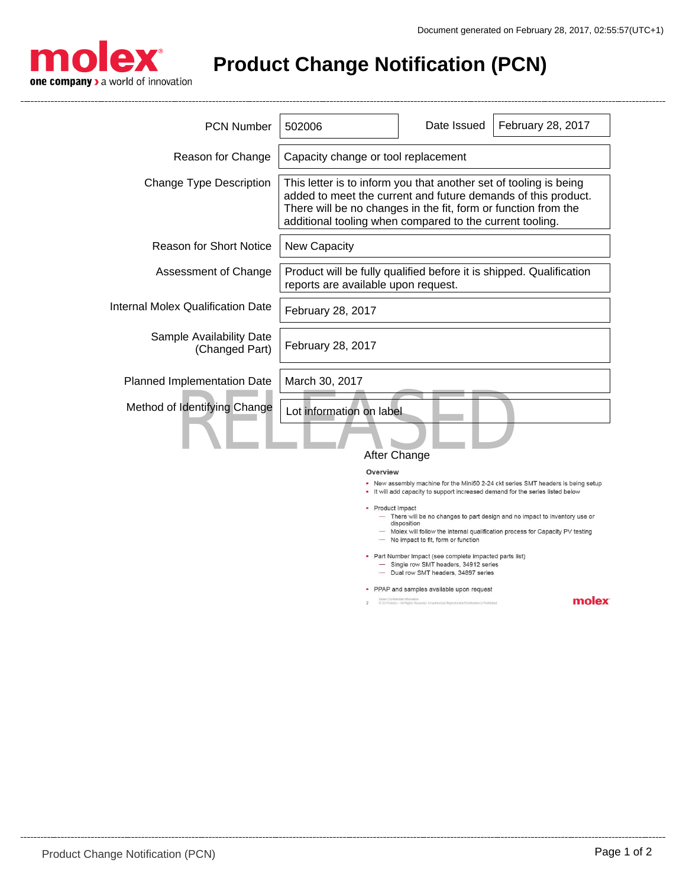Document generated on February 28, 2017, 02:55:57(UTC+1)

molex
one company › a world of innovation

# Product Change Notification (PCN)

| | |
|---|---|
| PCN Number | 502006 |
| Date Issued | February 28, 2017 |
| Reason for Change | Capacity change or tool replacement |
| Change Type Description | This letter is to inform you that another set of tooling is being added to meet the current and future demands of this product. There will be no changes in the fit, form or function from the additional tooling when compared to the current tooling. |
| Reason for Short Notice | New Capacity |
| Assessment of Change | Product will be fully qualified before it is shipped. Qualification reports are available upon request. |
| Internal Molex Qualification Date | February 28, 2017 |
| Sample Availability Date (Changed Part) | February 28, 2017 |
| Planned Implementation Date | March 30, 2017 |
| Method of Identifying Change | Lot information on label |

RELEASED

After Change

**Overview**

- New assembly machine for the Mini50 2-24 ckt series SMT headers is being setup
- It will add capacity to support increased demand for the series listed below

- Product Impact
  - There will be no changes to part design and no impact to inventory use or disposition
  - Molex will follow the internal qualification process for Capacity PV testing
  - No impact to fit, form or function

- Part Number Impact (see complete impacted parts list)
  - Single row SMT headers, 34912 series
  - Dual row SMT headers, 34897 series

- PPAP and samples available upon request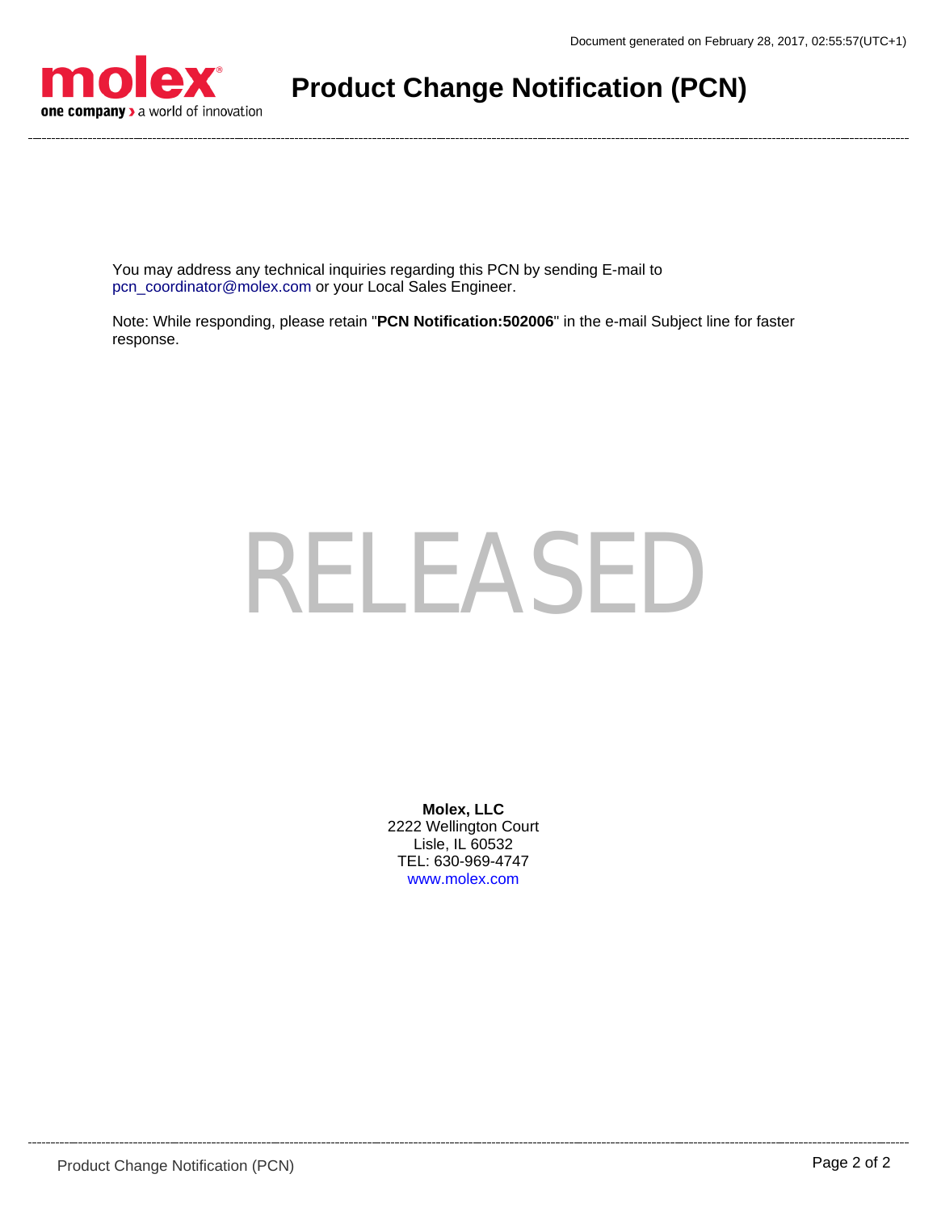You may address any technical inquiries regarding this PCN by sending E-mail to pcn_coordinator@molex.com or your Local Sales Engineer.

Note: While responding, please retain "**PCN Notification:502006**" in the e-mail Subject line for faster response.

RELEASED

**Molex, LLC**
2222 Wellington Court
Lisle, IL 60532
TEL: 630-969-4747
www.molex.com